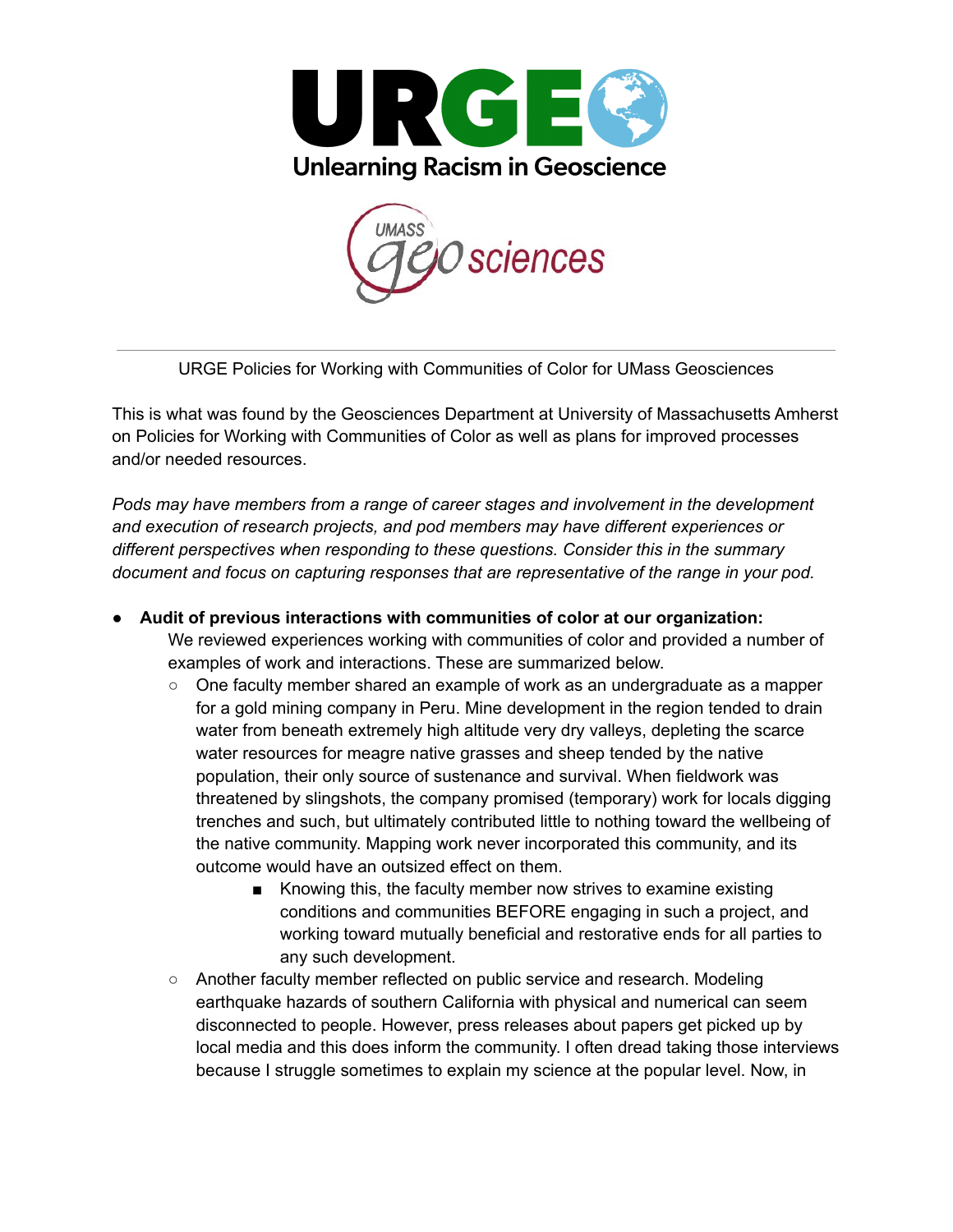URGE Policies for Working with Communities of Color for UMass Geosciences

This is what was found by the Geosciences Department at University of Massachusetts Amherst on Policies for Working with Communities of Color as well as plans for improved processes and/or needed resources.

*Pods may have members from a range of career stages and involvement in the development and execution of research projects, and pod members may have different experiences or different perspectives when responding to these questions. Consider this in the summary document and focus on capturing responses that are representative of the range in your pod.*

- **Audit of previous interactions with communities of color at our organization:**
  We reviewed experiences working with communities of color and provided a number of examples of work and interactions. These are summarized below.
  - One faculty member shared an example of work as an undergraduate as a mapper for a gold mining company in Peru. Mine development in the region tended to drain water from beneath extremely high altitude very dry valleys, depleting the scarce water resources for meagre native grasses and sheep tended by the native population, their only source of sustenance and survival. When fieldwork was threatened by slingshots, the company promised (temporary) work for locals digging trenches and such, but ultimately contributed little to nothing toward the wellbeing of the native community. Mapping work never incorporated this community, and its outcome would have an outsized effect on them.
    - Knowing this, the faculty member now strives to examine existing conditions and communities BEFORE engaging in such a project, and working toward mutually beneficial and restorative ends for all parties to any such development.
  - Another faculty member reflected on public service and research. Modeling earthquake hazards of southern California with physical and numerical can seem disconnected to people. However, press releases about papers get picked up by local media and this does inform the community. I often dread taking those interviews because I struggle sometimes to explain my science at the popular level. Now, in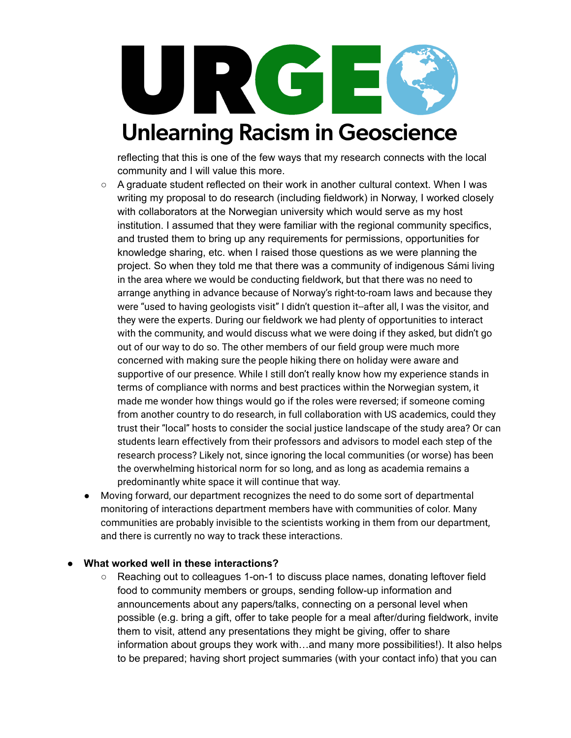reflecting that this is one of the few ways that my research connects with the local community and I will value this more.

    - A graduate student reflected on their work in another cultural context. When I was writing my proposal to do research (including fieldwork) in Norway, I worked closely with collaborators at the Norwegian university which would serve as my host institution. I assumed that they were familiar with the regional community specifics, and trusted them to bring up any requirements for permissions, opportunities for knowledge sharing, etc. when I raised those questions as we were planning the project. So when they told me that there was a community of indigenous Sámi living in the area where we would be conducting fieldwork, but that there was no need to arrange anything in advance because of Norway's right-to-roam laws and because they were "used to having geologists visit" I didn't question it--after all, I was the visitor, and they were the experts. During our fieldwork we had plenty of opportunities to interact with the community, and would discuss what we were doing if they asked, but didn't go out of our way to do so. The other members of our field group were much more concerned with making sure the people hiking there on holiday were aware and supportive of our presence. While I still don't really know how my experience stands in terms of compliance with norms and best practices within the Norwegian system, it made me wonder how things would go if the roles were reversed; if someone coming from another country to do research, in full collaboration with US academics, could they trust their "local" hosts to consider the social justice landscape of the study area? Or can students learn effectively from their professors and advisors to model each step of the research process? Likely not, since ignoring the local communities (or worse) has been the overwhelming historical norm for so long, and as long as academia remains a predominantly white space it will continue that way.

  - Moving forward, our department recognizes the need to do some sort of departmental monitoring of interactions department members have with communities of color. Many communities are probably invisible to the scientists working in them from our department, and there is currently no way to track these interactions.

- **What worked well in these interactions?**
    - Reaching out to colleagues 1-on-1 to discuss place names, donating leftover field food to community members or groups, sending follow-up information and announcements about any papers/talks, connecting on a personal level when possible (e.g. bring a gift, offer to take people for a meal after/during fieldwork, invite them to visit, attend any presentations they might be giving, offer to share information about groups they work with…and many more possibilities!). It also helps to be prepared; having short project summaries (with your contact info) that you can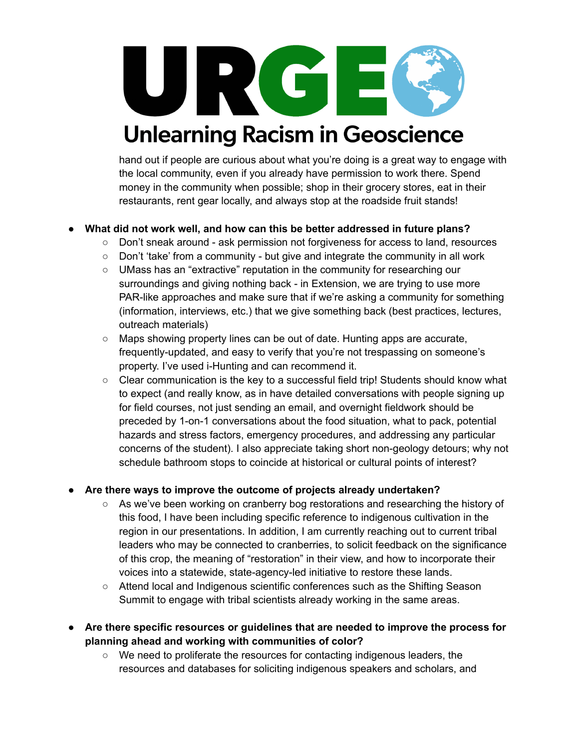hand out if people are curious about what you're doing is a great way to engage with the local community, even if you already have permission to work there. Spend money in the community when possible; shop in their grocery stores, eat in their restaurants, rent gear locally, and always stop at the roadside fruit stands!

- **What did not work well, and how can this be better addressed in future plans?**
  - Don't sneak around - ask permission not forgiveness for access to land, resources
  - Don't 'take' from a community - but give and integrate the community in all work
  - UMass has an "extractive" reputation in the community for researching our surroundings and giving nothing back - in Extension, we are trying to use more PAR-like approaches and make sure that if we're asking a community for something (information, interviews, etc.) that we give something back (best practices, lectures, outreach materials)
  - Maps showing property lines can be out of date. Hunting apps are accurate, frequently-updated, and easy to verify that you're not trespassing on someone's property. I've used i-Hunting and can recommend it.
  - Clear communication is the key to a successful field trip! Students should know what to expect (and really know, as in have detailed conversations with people signing up for field courses, not just sending an email, and overnight fieldwork should be preceded by 1-on-1 conversations about the food situation, what to pack, potential hazards and stress factors, emergency procedures, and addressing any particular concerns of the student). I also appreciate taking short non-geology detours; why not schedule bathroom stops to coincide at historical or cultural points of interest?

- **Are there ways to improve the outcome of projects already undertaken?**
  - As we've been working on cranberry bog restorations and researching the history of this food, I have been including specific reference to indigenous cultivation in the region in our presentations. In addition, I am currently reaching out to current tribal leaders who may be connected to cranberries, to solicit feedback on the significance of this crop, the meaning of "restoration" in their view, and how to incorporate their voices into a statewide, state-agency-led initiative to restore these lands.
  - Attend local and Indigenous scientific conferences such as the Shifting Season Summit to engage with tribal scientists already working in the same areas.

- **Are there specific resources or guidelines that are needed to improve the process for planning ahead and working with communities of color?**
  - We need to proliferate the resources for contacting indigenous leaders, the resources and databases for soliciting indigenous speakers and scholars, and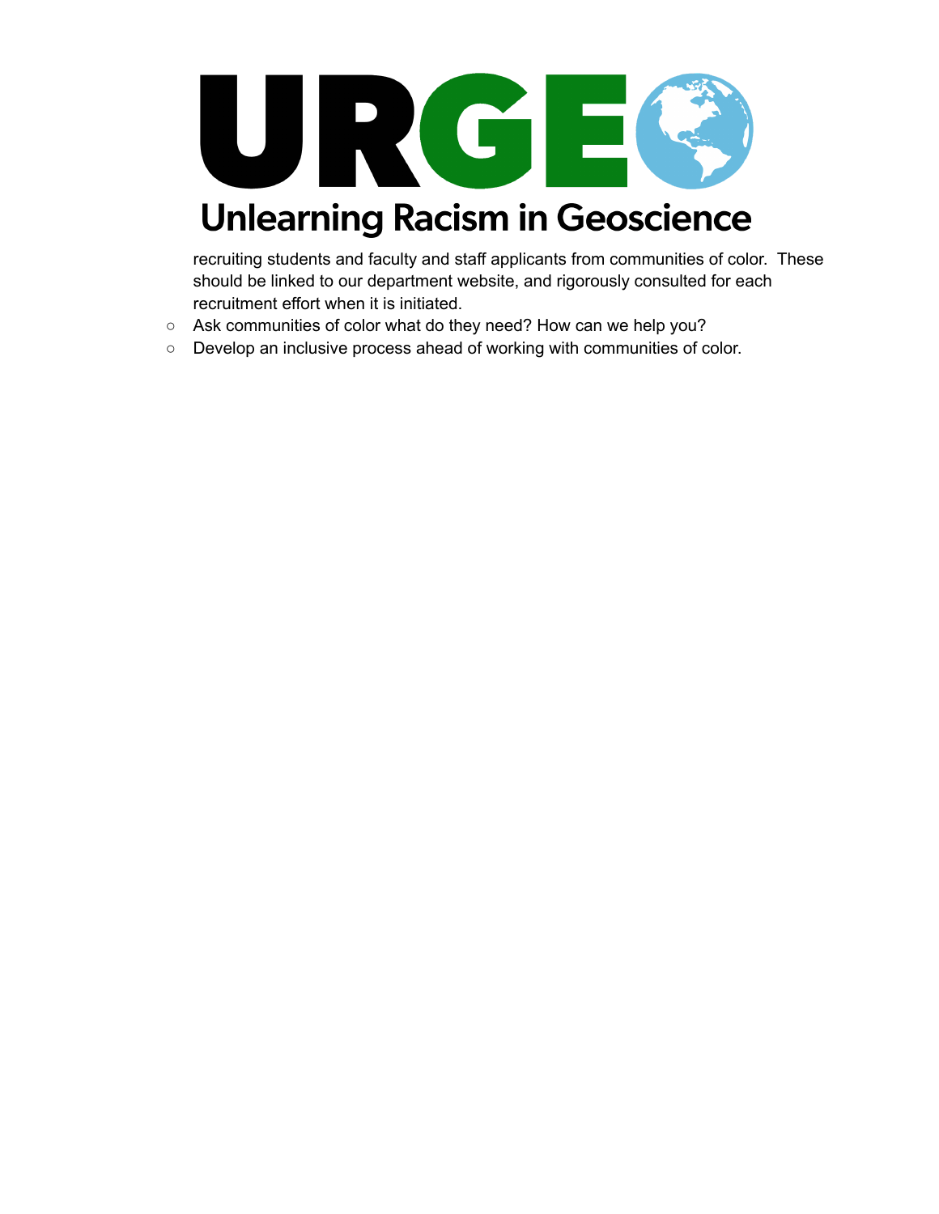recruiting students and faculty and staff applicants from communities of color.  These should be linked to our department website, and rigorously consulted for each recruitment effort when it is initiated.

- Ask communities of color what do they need? How can we help you?
- Develop an inclusive process ahead of working with communities of color.